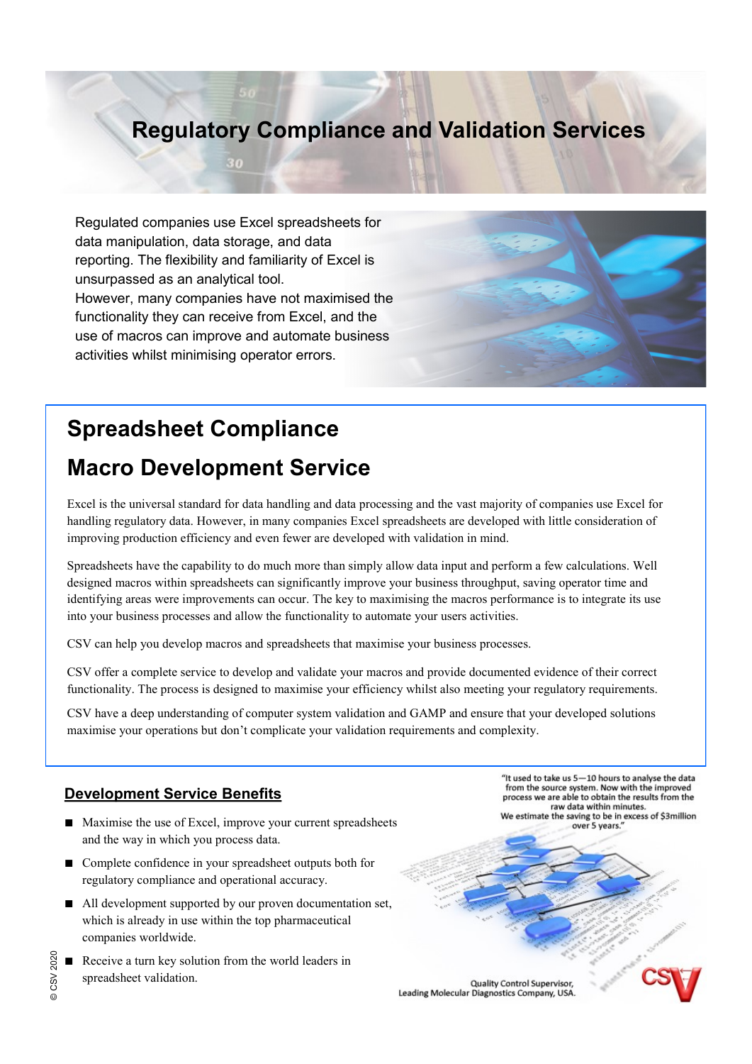# Regulatory Compliance and Validation Services

Regulated companies use Excel spreadsheets for data manipulation, data storage, and data reporting. The flexibility and familiarity of Excel is unsurpassed as an analytical tool.
However, many companies have not maximised the functionality they can receive from Excel, and the use of macros can improve and automate business activities whilst minimising operator errors.

## Spreadsheet Compliance

## Macro Development Service

Excel is the universal standard for data handling and data processing and the vast majority of companies use Excel for handling regulatory data. However, in many companies Excel spreadsheets are developed with little consideration of improving production efficiency and even fewer are developed with validation in mind.

Spreadsheets have the capability to do much more than simply allow data input and perform a few calculations. Well designed macros within spreadsheets can significantly improve your business throughput, saving operator time and identifying areas were improvements can occur. The key to maximising the macros performance is to integrate its use into your business processes and allow the functionality to automate your users activities.

CSV can help you develop macros and spreadsheets that maximise your business processes.

CSV offer a complete service to develop and validate your macros and provide documented evidence of their correct functionality. The process is designed to maximise your efficiency whilst also meeting your regulatory requirements.

CSV have a deep understanding of computer system validation and GAMP and ensure that your developed solutions maximise your operations but don't complicate your validation requirements and complexity.

### Development Service Benefits

- Maximise the use of Excel, improve your current spreadsheets and the way in which you process data.
- Complete confidence in your spreadsheet outputs both for regulatory compliance and operational accuracy.
- All development supported by our proven documentation set, which is already in use within the top pharmaceutical companies worldwide.
- Receive a turn key solution from the world leaders in spreadsheet validation.

"It used to take us 5—10 hours to analyse the data from the source system. Now with the improved process we are able to obtain the results from the raw data within minutes.
We estimate the saving to be in excess of $3million over 5 years."

Quality Control Supervisor,
Leading Molecular Diagnostics Company, USA.

© CSV 2020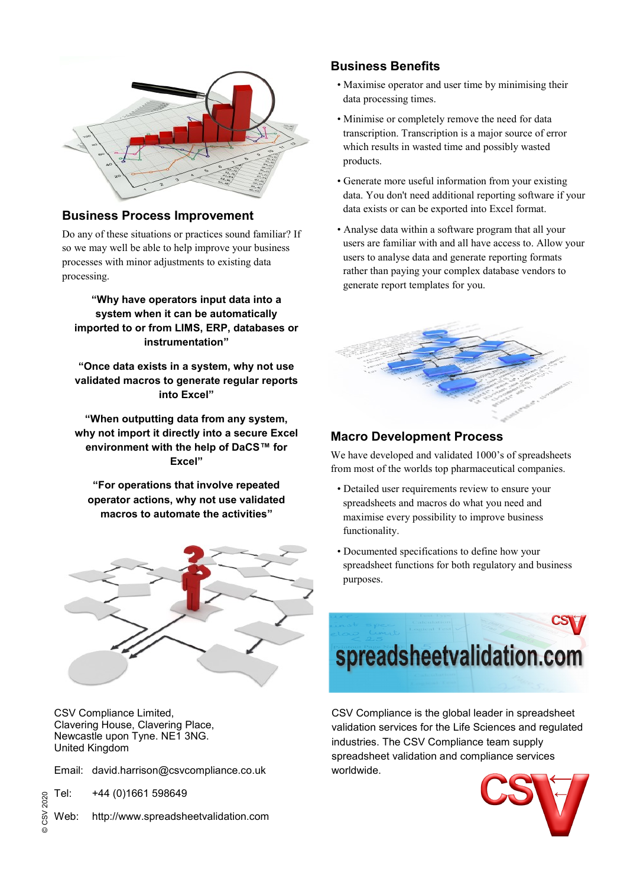## Business Process Improvement

Do any of these situations or practices sound familiar? If so we may well be able to help improve your business processes with minor adjustments to existing data processing.

**"Why have operators input data into a system when it can be automatically imported to or from LIMS, ERP, databases or instrumentation"**

**"Once data exists in a system, why not use validated macros to generate regular reports into Excel"**

**"When outputting data from any system, why not import it directly into a secure Excel environment with the help of DaCS™ for Excel"**

**"For operations that involve repeated operator actions, why not use validated macros to automate the activities"**

CSV Compliance Limited,
Clavering House, Clavering Place,
Newcastle upon Tyne. NE1 3NG.
United Kingdom

Email: david.harrison@csvcompliance.co.uk

Tel: +44 (0)1661 598649

Web: http://www.spreadsheetvalidation.com

© CSV 2020

## Business Benefits

- Maximise operator and user time by minimising their data processing times.
- Minimise or completely remove the need for data transcription. Transcription is a major source of error which results in wasted time and possibly wasted products.
- Generate more useful information from your existing data. You don't need additional reporting software if your data exists or can be exported into Excel format.
- Analyse data within a software program that all your users are familiar with and all have access to. Allow your users to analyse data and generate reporting formats rather than paying your complex database vendors to generate report templates for you.

## Macro Development Process

We have developed and validated 1000's of spreadsheets from most of the worlds top pharmaceutical companies.

- Detailed user requirements review to ensure your spreadsheets and macros do what you need and maximise every possibility to improve business functionality.
- Documented specifications to define how your spreadsheet functions for both regulatory and business purposes.

spreadsheetvalidation.com

CSV Compliance is the global leader in spreadsheet validation services for the Life Sciences and regulated industries. The CSV Compliance team supply spreadsheet validation and compliance services worldwide.